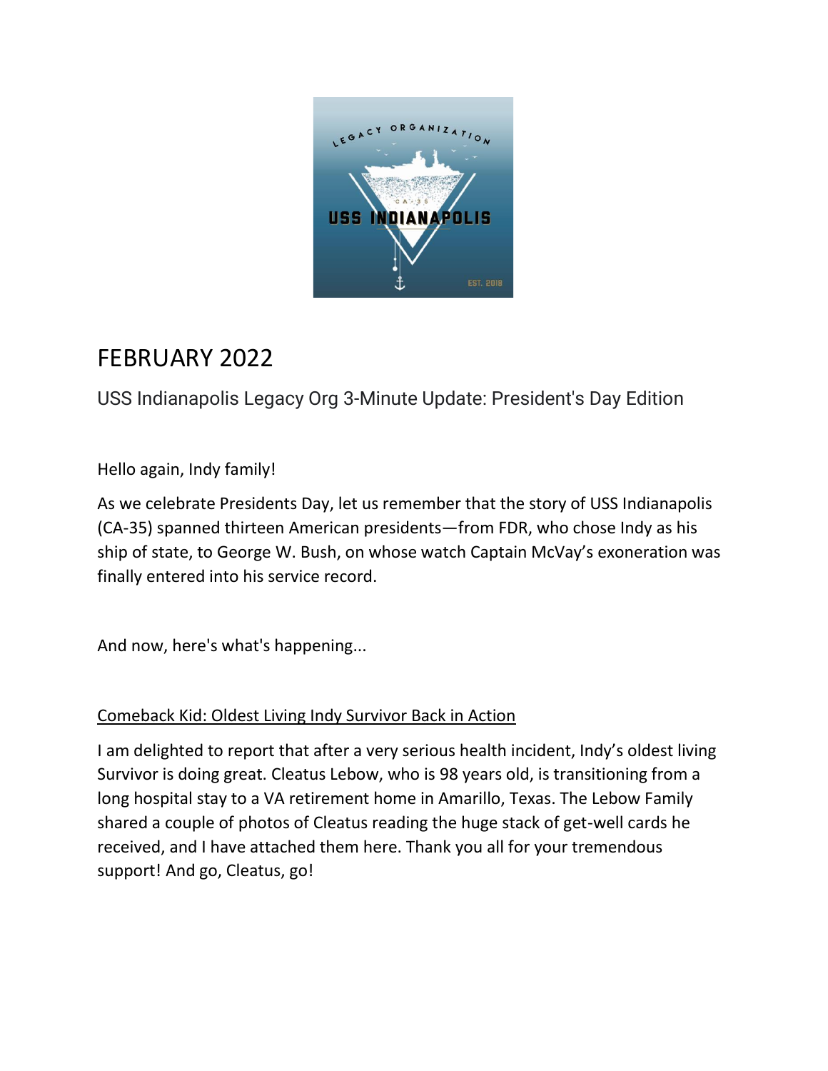# FEBRUARY 2022

USS Indianapolis Legacy Org 3-Minute Update: President's Day Edition

Hello again, Indy family!

As we celebrate Presidents Day, let us remember that the story of USS Indianapolis (CA-35) spanned thirteen American presidents—from FDR, who chose Indy as his ship of state, to George W. Bush, on whose watch Captain McVay's exoneration was finally entered into his service record.

And now, here's what's happening...

## Comeback Kid: Oldest Living Indy Survivor Back in Action

I am delighted to report that after a very serious health incident, Indy's oldest living Survivor is doing great. Cleatus Lebow, who is 98 years old, is transitioning from a long hospital stay to a VA retirement home in Amarillo, Texas. The Lebow Family shared a couple of photos of Cleatus reading the huge stack of get-well cards he received, and I have attached them here. Thank you all for your tremendous support! And go, Cleatus, go!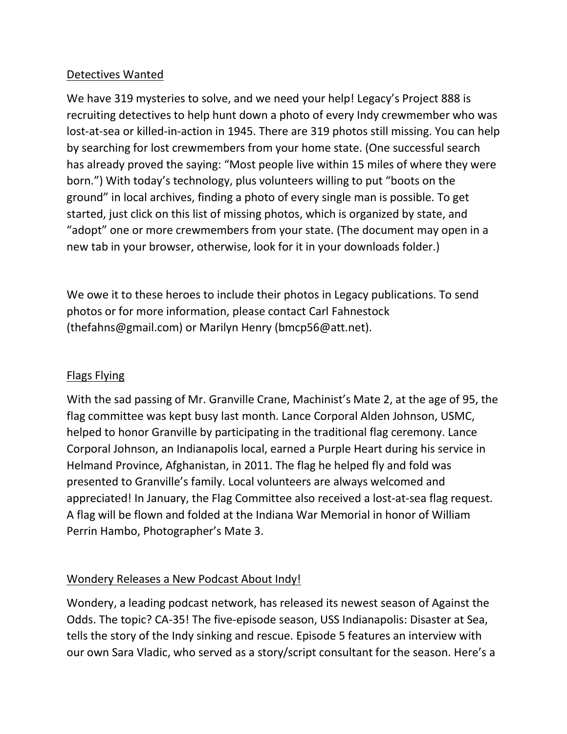## Detectives Wanted

We have 319 mysteries to solve, and we need your help! Legacy's Project 888 is recruiting detectives to help hunt down a photo of every Indy crewmember who was lost-at-sea or killed-in-action in 1945. There are 319 photos still missing. You can help by searching for lost crewmembers from your home state. (One successful search has already proved the saying: "Most people live within 15 miles of where they were born.") With today's technology, plus volunteers willing to put "boots on the ground" in local archives, finding a photo of every single man is possible. To get started, just click on this list of missing photos, which is organized by state, and "adopt" one or more crewmembers from your state. (The document may open in a new tab in your browser, otherwise, look for it in your downloads folder.)

We owe it to these heroes to include their photos in Legacy publications. To send photos or for more information, please contact Carl Fahnestock (thefahns@gmail.com) or Marilyn Henry (bmcp56@att.net).

## Flags Flying

With the sad passing of Mr. Granville Crane, Machinist's Mate 2, at the age of 95, the flag committee was kept busy last month. Lance Corporal Alden Johnson, USMC, helped to honor Granville by participating in the traditional flag ceremony. Lance Corporal Johnson, an Indianapolis local, earned a Purple Heart during his service in Helmand Province, Afghanistan, in 2011. The flag he helped fly and fold was presented to Granville's family. Local volunteers are always welcomed and appreciated! In January, the Flag Committee also received a lost-at-sea flag request. A flag will be flown and folded at the Indiana War Memorial in honor of William Perrin Hambo, Photographer's Mate 3.

## Wondery Releases a New Podcast About Indy!

Wondery, a leading podcast network, has released its newest season of Against the Odds. The topic? CA-35! The five-episode season, USS Indianapolis: Disaster at Sea, tells the story of the Indy sinking and rescue. Episode 5 features an interview with our own Sara Vladic, who served as a story/script consultant for the season. Here's a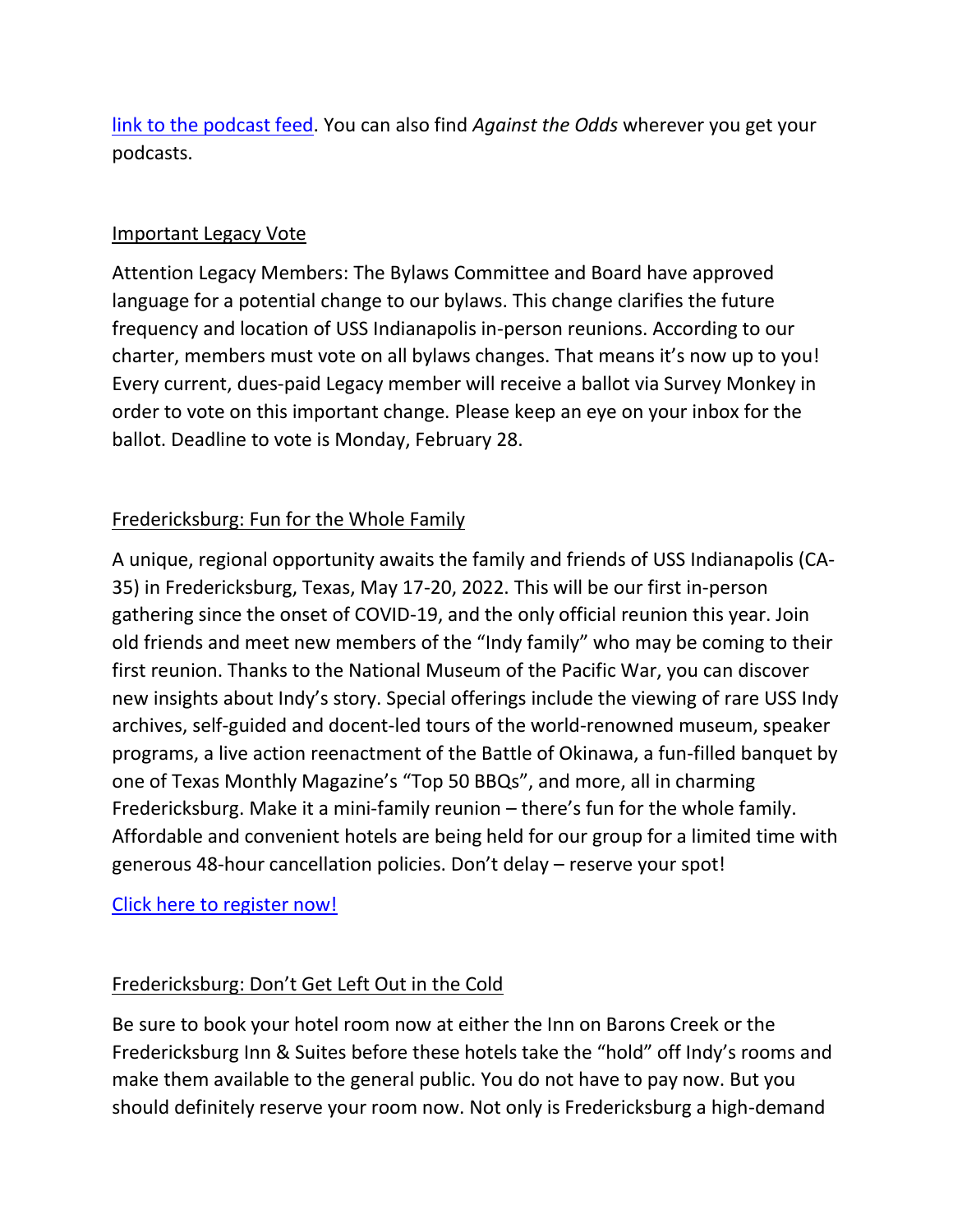[link to the podcast feed](). You can also find *Against the Odds* wherever you get your podcasts.

## Important Legacy Vote

Attention Legacy Members: The Bylaws Committee and Board have approved language for a potential change to our bylaws. This change clarifies the future frequency and location of USS Indianapolis in-person reunions. According to our charter, members must vote on all bylaws changes. That means it's now up to you! Every current, dues-paid Legacy member will receive a ballot via Survey Monkey in order to vote on this important change. Please keep an eye on your inbox for the ballot. Deadline to vote is Monday, February 28.

## Fredericksburg: Fun for the Whole Family

A unique, regional opportunity awaits the family and friends of USS Indianapolis (CA-35) in Fredericksburg, Texas, May 17-20, 2022. This will be our first in-person gathering since the onset of COVID-19, and the only official reunion this year. Join old friends and meet new members of the "Indy family" who may be coming to their first reunion. Thanks to the National Museum of the Pacific War, you can discover new insights about Indy's story. Special offerings include the viewing of rare USS Indy archives, self-guided and docent-led tours of the world-renowned museum, speaker programs, a live action reenactment of the Battle of Okinawa, a fun-filled banquet by one of Texas Monthly Magazine's "Top 50 BBQs", and more, all in charming Fredericksburg. Make it a mini-family reunion – there's fun for the whole family. Affordable and convenient hotels are being held for our group for a limited time with generous 48-hour cancellation policies. Don't delay – reserve your spot!

[Click here to register now!]()

## Fredericksburg: Don't Get Left Out in the Cold

Be sure to book your hotel room now at either the Inn on Barons Creek or the Fredericksburg Inn & Suites before these hotels take the "hold" off Indy's rooms and make them available to the general public. You do not have to pay now. But you should definitely reserve your room now. Not only is Fredericksburg a high-demand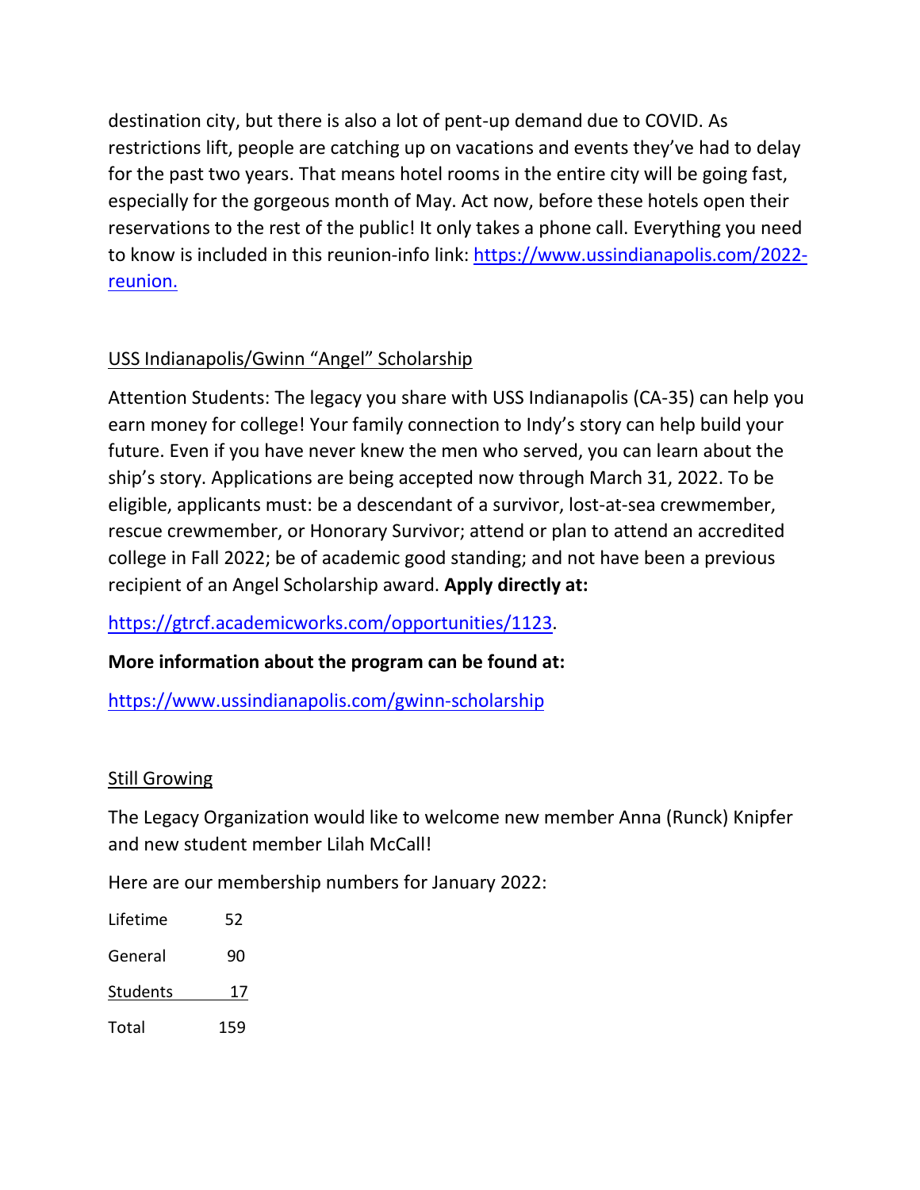destination city, but there is also a lot of pent-up demand due to COVID. As restrictions lift, people are catching up on vacations and events they've had to delay for the past two years. That means hotel rooms in the entire city will be going fast, especially for the gorgeous month of May. Act now, before these hotels open their reservations to the rest of the public! It only takes a phone call. Everything you need to know is included in this reunion-info link: [https://www.ussindianapolis.com/2022-reunion.](https://www.ussindianapolis.com/2022-reunion)

## USS Indianapolis/Gwinn "Angel" Scholarship

Attention Students: The legacy you share with USS Indianapolis (CA-35) can help you earn money for college! Your family connection to Indy's story can help build your future. Even if you have never knew the men who served, you can learn about the ship's story. Applications are being accepted now through March 31, 2022. To be eligible, applicants must: be a descendant of a survivor, lost-at-sea crewmember, rescue crewmember, or Honorary Survivor; attend or plan to attend an accredited college in Fall 2022; be of academic good standing; and not have been a previous recipient of an Angel Scholarship award. **Apply directly at:**

[https://gtrcf.academicworks.com/opportunities/1123](https://gtrcf.academicworks.com/opportunities/1123).

**More information about the program can be found at:**

[https://www.ussindianapolis.com/gwinn-scholarship](https://www.ussindianapolis.com/gwinn-scholarship)

## Still Growing

The Legacy Organization would like to welcome new member Anna (Runck) Knipfer and new student member Lilah McCall!

Here are our membership numbers for January 2022:

| | |
|---|---|
| Lifetime | 52 |
| General | 90 |
| Students | 17 |
| Total | 159 |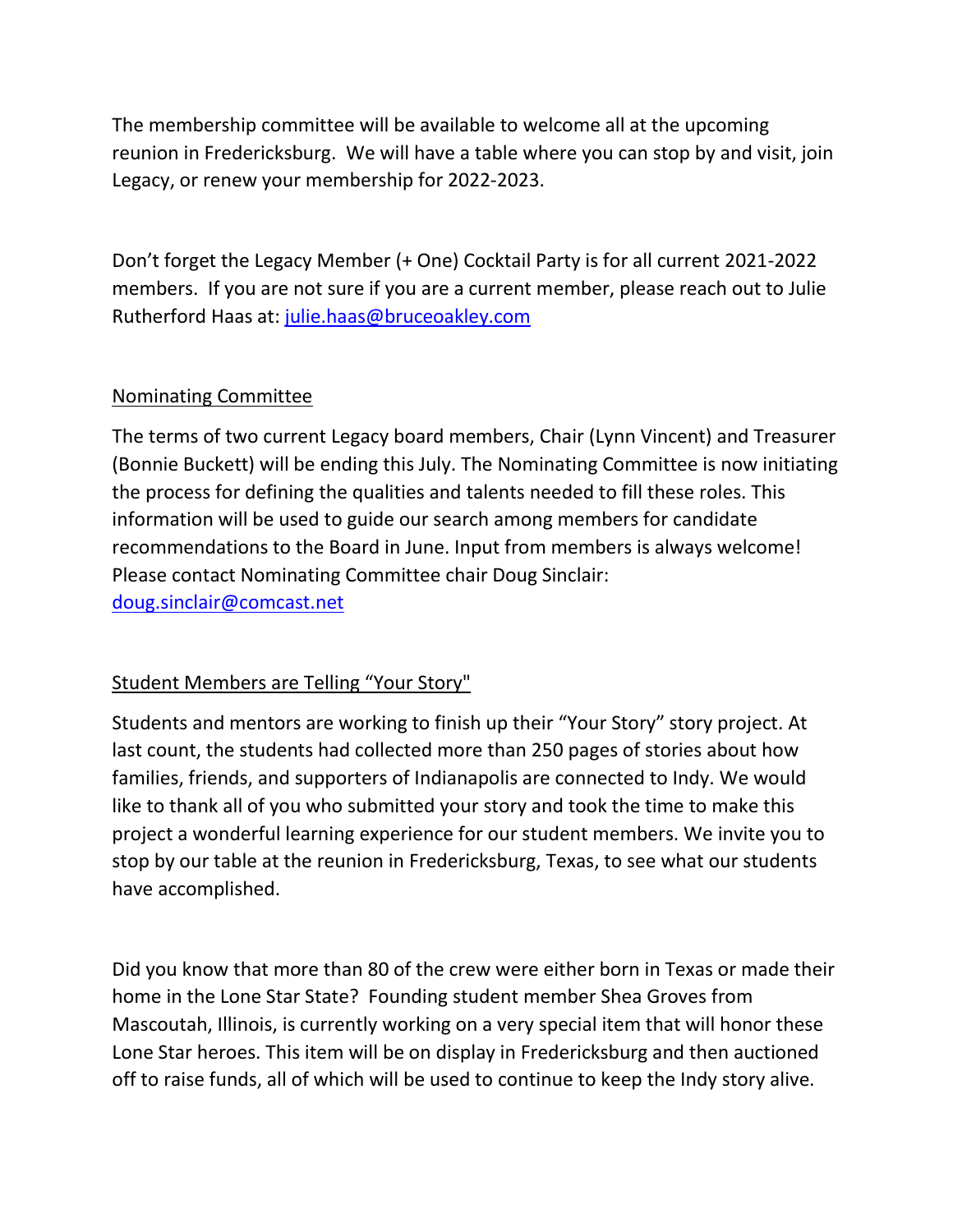The membership committee will be available to welcome all at the upcoming reunion in Fredericksburg. We will have a table where you can stop by and visit, join Legacy, or renew your membership for 2022-2023.

Don't forget the Legacy Member (+ One) Cocktail Party is for all current 2021-2022 members. If you are not sure if you are a current member, please reach out to Julie Rutherford Haas at: julie.haas@bruceoakley.com

## Nominating Committee

The terms of two current Legacy board members, Chair (Lynn Vincent) and Treasurer (Bonnie Buckett) will be ending this July. The Nominating Committee is now initiating the process for defining the qualities and talents needed to fill these roles. This information will be used to guide our search among members for candidate recommendations to the Board in June. Input from members is always welcome! Please contact Nominating Committee chair Doug Sinclair: doug.sinclair@comcast.net

## Student Members are Telling "Your Story"

Students and mentors are working to finish up their "Your Story" story project. At last count, the students had collected more than 250 pages of stories about how families, friends, and supporters of Indianapolis are connected to Indy. We would like to thank all of you who submitted your story and took the time to make this project a wonderful learning experience for our student members. We invite you to stop by our table at the reunion in Fredericksburg, Texas, to see what our students have accomplished.

Did you know that more than 80 of the crew were either born in Texas or made their home in the Lone Star State? Founding student member Shea Groves from Mascoutah, Illinois, is currently working on a very special item that will honor these Lone Star heroes. This item will be on display in Fredericksburg and then auctioned off to raise funds, all of which will be used to continue to keep the Indy story alive.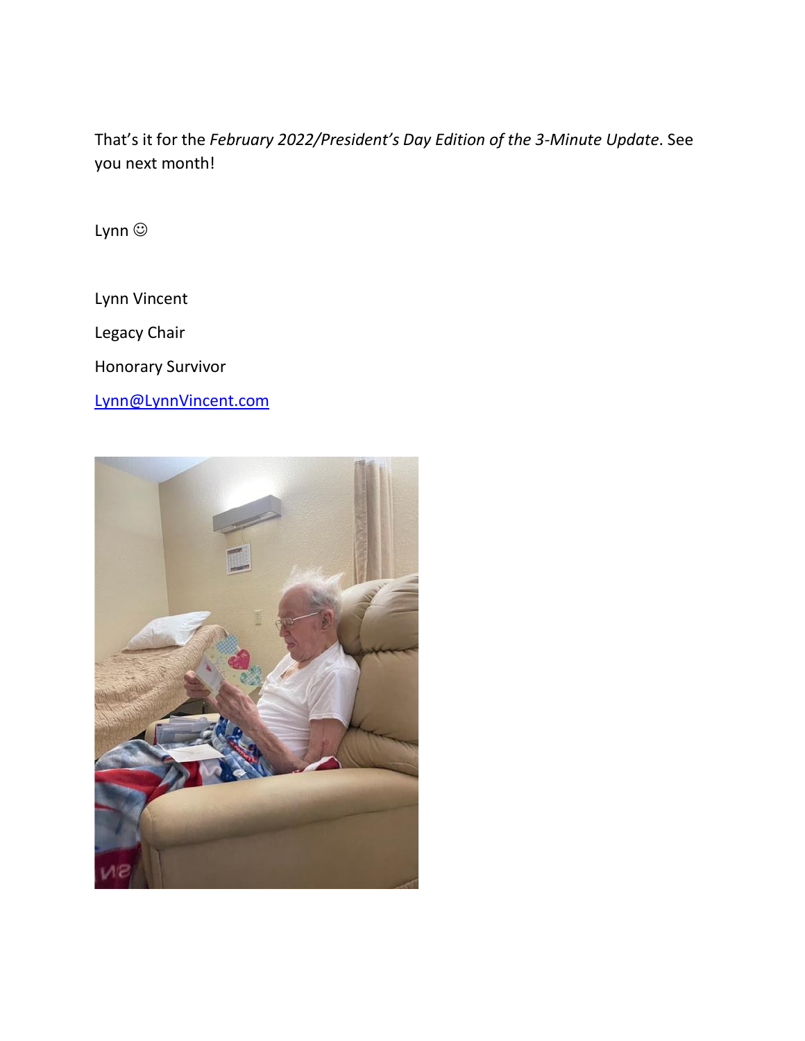That's it for the *February 2022/President's Day Edition of the 3-Minute Update*. See you next month!

Lynn ☺

Lynn Vincent

Legacy Chair

Honorary Survivor

Lynn@LynnVincent.com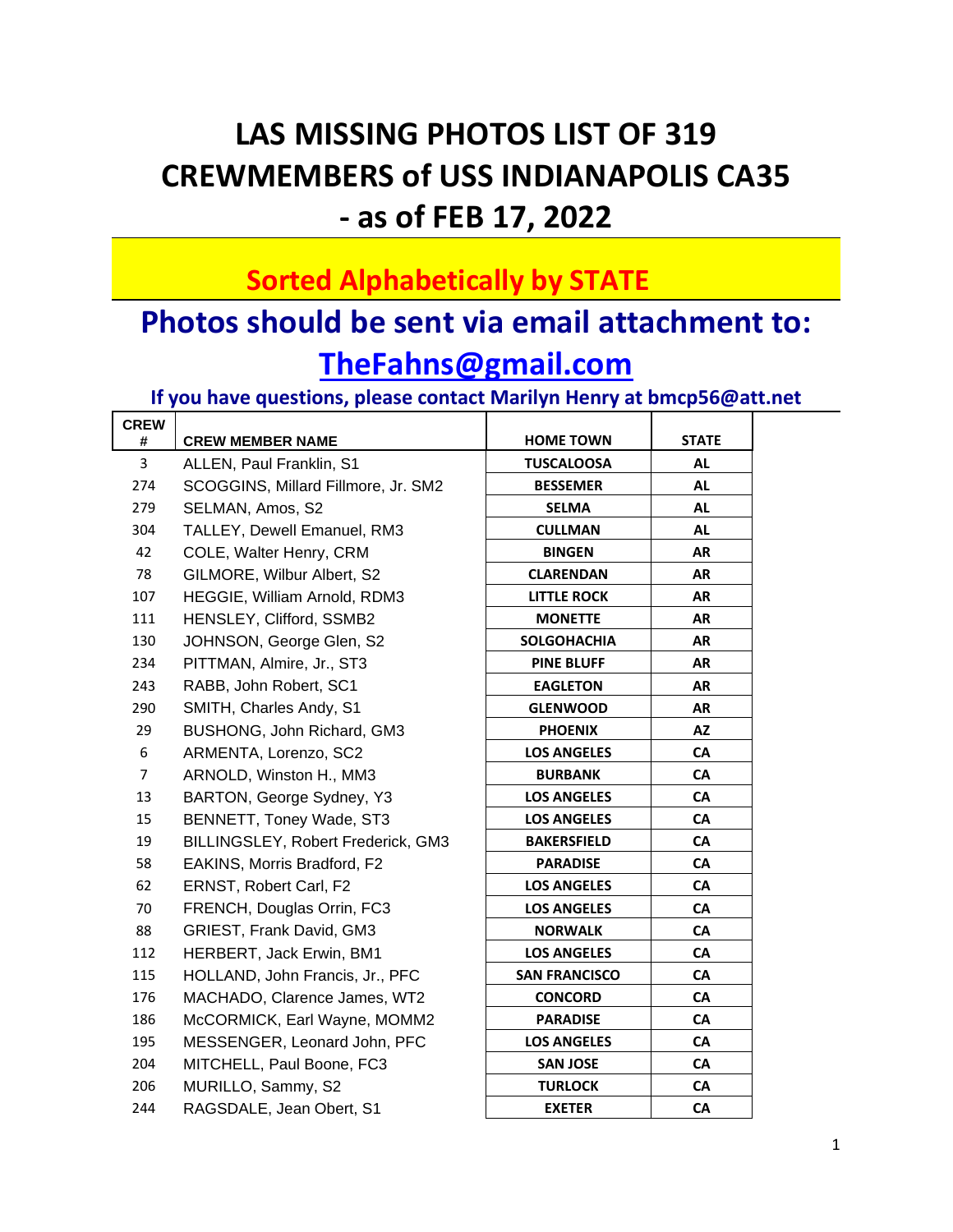# LAS MISSING PHOTOS LIST OF 319 CREWMEMBERS of USS INDIANAPOLIS CA35 - as of FEB 17, 2022

## Sorted Alphabetically by STATE

## Photos should be sent via email attachment to:

## TheFahns@gmail.com

**If you have questions, please contact Marilyn Henry at bmcp56@att.net**

| CREW # | CREW MEMBER NAME | HOME TOWN | STATE |
|---|---|---|---|
| 3 | ALLEN, Paul Franklin, S1 | TUSCALOOSA | AL |
| 274 | SCOGGINS, Millard Fillmore, Jr. SM2 | BESSEMER | AL |
| 279 | SELMAN, Amos, S2 | SELMA | AL |
| 304 | TALLEY, Dewell Emanuel, RM3 | CULLMAN | AL |
| 42 | COLE, Walter Henry, CRM | BINGEN | AR |
| 78 | GILMORE, Wilbur Albert, S2 | CLARENDAN | AR |
| 107 | HEGGIE, William Arnold, RDM3 | LITTLE ROCK | AR |
| 111 | HENSLEY, Clifford, SSMB2 | MONETTE | AR |
| 130 | JOHNSON, George Glen, S2 | SOLGOHACHIA | AR |
| 234 | PITTMAN, Almire, Jr., ST3 | PINE BLUFF | AR |
| 243 | RABB, John Robert, SC1 | EAGLETON | AR |
| 290 | SMITH, Charles Andy, S1 | GLENWOOD | AR |
| 29 | BUSHONG, John Richard, GM3 | PHOENIX | AZ |
| 6 | ARMENTA, Lorenzo, SC2 | LOS ANGELES | CA |
| 7 | ARNOLD, Winston H., MM3 | BURBANK | CA |
| 13 | BARTON, George Sydney, Y3 | LOS ANGELES | CA |
| 15 | BENNETT, Toney Wade, ST3 | LOS ANGELES | CA |
| 19 | BILLINGSLEY, Robert Frederick, GM3 | BAKERSFIELD | CA |
| 58 | EAKINS, Morris Bradford, F2 | PARADISE | CA |
| 62 | ERNST, Robert Carl, F2 | LOS ANGELES | CA |
| 70 | FRENCH, Douglas Orrin, FC3 | LOS ANGELES | CA |
| 88 | GRIEST, Frank David, GM3 | NORWALK | CA |
| 112 | HERBERT, Jack Erwin, BM1 | LOS ANGELES | CA |
| 115 | HOLLAND, John Francis, Jr., PFC | SAN FRANCISCO | CA |
| 176 | MACHADO, Clarence James, WT2 | CONCORD | CA |
| 186 | McCORMICK, Earl Wayne, MOMM2 | PARADISE | CA |
| 195 | MESSENGER, Leonard John, PFC | LOS ANGELES | CA |
| 204 | MITCHELL, Paul Boone, FC3 | SAN JOSE | CA |
| 206 | MURILLO, Sammy, S2 | TURLOCK | CA |
| 244 | RAGSDALE, Jean Obert, S1 | EXETER | CA |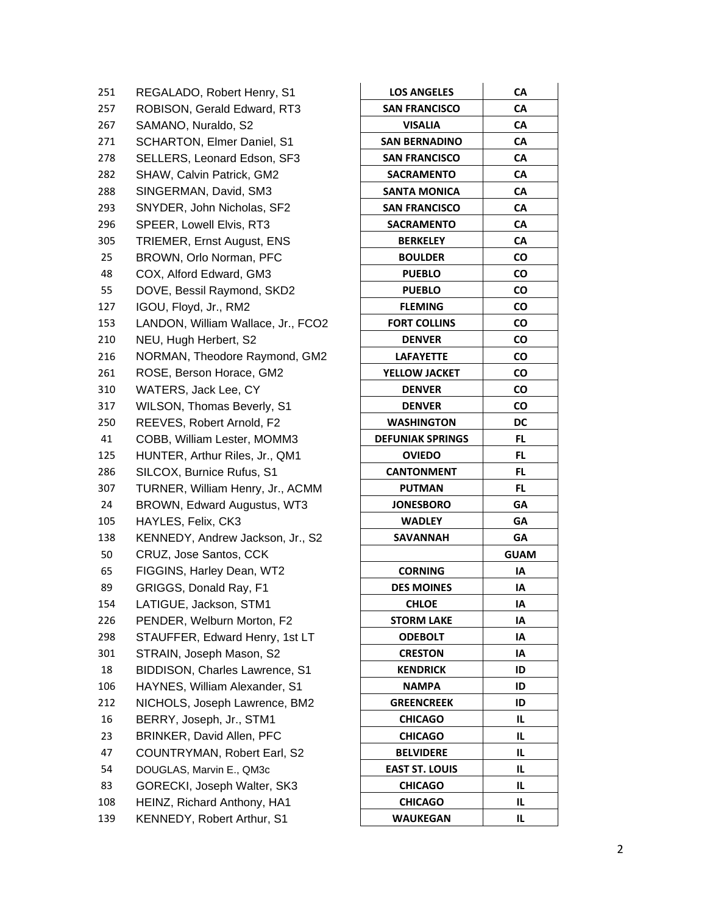| | | | |
|---|---|---|---|
| 251 | REGALADO, Robert Henry, S1 | **LOS ANGELES** | **CA** |
| 257 | ROBISON, Gerald Edward, RT3 | **SAN FRANCISCO** | **CA** |
| 267 | SAMANO, Nuraldo, S2 | **VISALIA** | **CA** |
| 271 | SCHARTON, Elmer Daniel, S1 | **SAN BERNADINO** | **CA** |
| 278 | SELLERS, Leonard Edson, SF3 | **SAN FRANCISCO** | **CA** |
| 282 | SHAW, Calvin Patrick, GM2 | **SACRAMENTO** | **CA** |
| 288 | SINGERMAN, David, SM3 | **SANTA MONICA** | **CA** |
| 293 | SNYDER, John Nicholas, SF2 | **SAN FRANCISCO** | **CA** |
| 296 | SPEER, Lowell Elvis, RT3 | **SACRAMENTO** | **CA** |
| 305 | TRIEMER, Ernst August, ENS | **BERKELEY** | **CA** |
| 25 | BROWN, Orlo Norman, PFC | **BOULDER** | **CO** |
| 48 | COX, Alford Edward, GM3 | **PUEBLO** | **CO** |
| 55 | DOVE, Bessil Raymond, SKD2 | **PUEBLO** | **CO** |
| 127 | IGOU, Floyd, Jr., RM2 | **FLEMING** | **CO** |
| 153 | LANDON, William Wallace, Jr., FCO2 | **FORT COLLINS** | **CO** |
| 210 | NEU, Hugh Herbert, S2 | **DENVER** | **CO** |
| 216 | NORMAN, Theodore Raymond, GM2 | **LAFAYETTE** | **CO** |
| 261 | ROSE, Berson Horace, GM2 | **YELLOW JACKET** | **CO** |
| 310 | WATERS, Jack Lee, CY | **DENVER** | **CO** |
| 317 | WILSON, Thomas Beverly, S1 | **DENVER** | **CO** |
| 250 | REEVES, Robert Arnold, F2 | **WASHINGTON** | **DC** |
| 41 | COBB, William Lester, MOMM3 | **DEFUNIAK SPRINGS** | **FL** |
| 125 | HUNTER, Arthur Riles, Jr., QM1 | **OVIEDO** | **FL** |
| 286 | SILCOX, Burnice Rufus, S1 | **CANTONMENT** | **FL** |
| 307 | TURNER, William Henry, Jr., ACMM | **PUTMAN** | **FL** |
| 24 | BROWN, Edward Augustus, WT3 | **JONESBORO** | **GA** |
| 105 | HAYLES, Felix, CK3 | **WADLEY** | **GA** |
| 138 | KENNEDY, Andrew Jackson, Jr., S2 | **SAVANNAH** | **GA** |
| 50 | CRUZ, Jose Santos, CCK | | **GUAM** |
| 65 | FIGGINS, Harley Dean, WT2 | **CORNING** | **IA** |
| 89 | GRIGGS, Donald Ray, F1 | **DES MOINES** | **IA** |
| 154 | LATIGUE, Jackson, STM1 | **CHLOE** | **IA** |
| 226 | PENDER, Welburn Morton, F2 | **STORM LAKE** | **IA** |
| 298 | STAUFFER, Edward Henry, 1st LT | **ODEBOLT** | **IA** |
| 301 | STRAIN, Joseph Mason, S2 | **CRESTON** | **IA** |
| 18 | BIDDISON, Charles Lawrence, S1 | **KENDRICK** | **ID** |
| 106 | HAYNES, William Alexander, S1 | **NAMPA** | **ID** |
| 212 | NICHOLS, Joseph Lawrence, BM2 | **GREENCREEK** | **ID** |
| 16 | BERRY, Joseph, Jr., STM1 | **CHICAGO** | **IL** |
| 23 | BRINKER, David Allen, PFC | **CHICAGO** | **IL** |
| 47 | COUNTRYMAN, Robert Earl, S2 | **BELVIDERE** | **IL** |
| 54 | DOUGLAS, Marvin E., QM3c | **EAST ST. LOUIS** | **IL** |
| 83 | GORECKI, Joseph Walter, SK3 | **CHICAGO** | **IL** |
| 108 | HEINZ, Richard Anthony, HA1 | **CHICAGO** | **IL** |
| 139 | KENNEDY, Robert Arthur, S1 | **WAUKEGAN** | **IL** |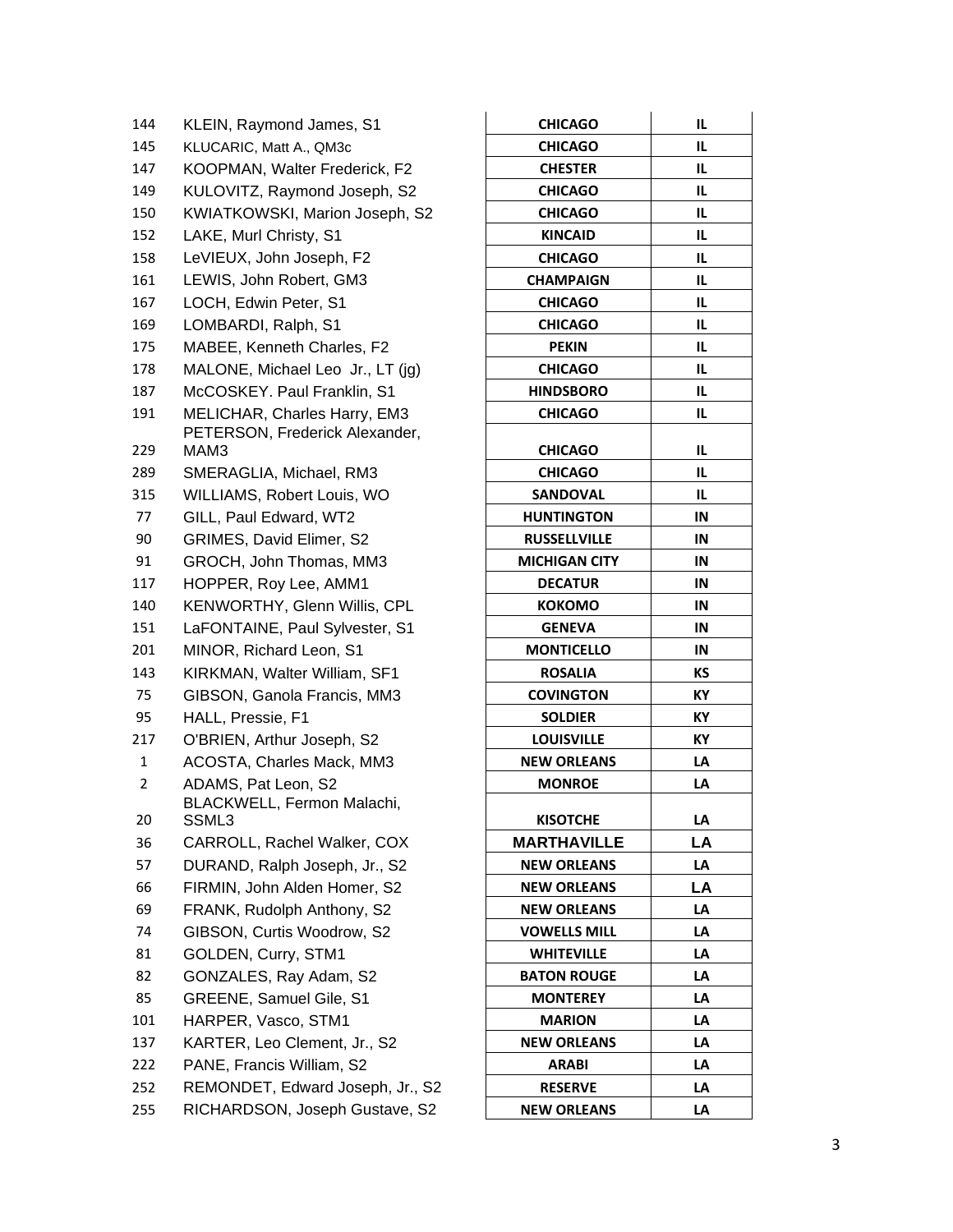| | | | |
|---|---|---|---|
| 144 | KLEIN, Raymond James, S1 | CHICAGO | IL |
| 145 | KLUCARIC, Matt A., QM3c | CHICAGO | IL |
| 147 | KOOPMAN, Walter Frederick, F2 | CHESTER | IL |
| 149 | KULOVITZ, Raymond Joseph, S2 | CHICAGO | IL |
| 150 | KWIATKOWSKI, Marion Joseph, S2 | CHICAGO | IL |
| 152 | LAKE, Murl Christy, S1 | KINCAID | IL |
| 158 | LeVIEUX, John Joseph, F2 | CHICAGO | IL |
| 161 | LEWIS, John Robert, GM3 | CHAMPAIGN | IL |
| 167 | LOCH, Edwin Peter, S1 | CHICAGO | IL |
| 169 | LOMBARDI, Ralph, S1 | CHICAGO | IL |
| 175 | MABEE, Kenneth Charles, F2 | PEKIN | IL |
| 178 | MALONE, Michael Leo Jr., LT (jg) | CHICAGO | IL |
| 187 | McCOSKEY. Paul Franklin, S1 | HINDSBORO | IL |
| 191 | MELICHAR, Charles Harry, EM3 | CHICAGO | IL |
| 229 | PETERSON, Frederick Alexander, MAM3 | CHICAGO | IL |
| 289 | SMERAGLIA, Michael, RM3 | CHICAGO | IL |
| 315 | WILLIAMS, Robert Louis, WO | SANDOVAL | IL |
| 77 | GILL, Paul Edward, WT2 | HUNTINGTON | IN |
| 90 | GRIMES, David Elimer, S2 | RUSSELLVILLE | IN |
| 91 | GROCH, John Thomas, MM3 | MICHIGAN CITY | IN |
| 117 | HOPPER, Roy Lee, AMM1 | DECATUR | IN |
| 140 | KENWORTHY, Glenn Willis, CPL | KOKOMO | IN |
| 151 | LaFONTAINE, Paul Sylvester, S1 | GENEVA | IN |
| 201 | MINOR, Richard Leon, S1 | MONTICELLO | IN |
| 143 | KIRKMAN, Walter William, SF1 | ROSALIA | KS |
| 75 | GIBSON, Ganola Francis, MM3 | COVINGTON | KY |
| 95 | HALL, Pressie, F1 | SOLDIER | KY |
| 217 | O'BRIEN, Arthur Joseph, S2 | LOUISVILLE | KY |
| 1 | ACOSTA, Charles Mack, MM3 | NEW ORLEANS | LA |
| 2 | ADAMS, Pat Leon, S2 | MONROE | LA |
| 20 | BLACKWELL, Fermon Malachi, SSML3 | KISOTCHE | LA |
| 36 | CARROLL, Rachel Walker, COX | MARTHAVILLE | LA |
| 57 | DURAND, Ralph Joseph, Jr., S2 | NEW ORLEANS | LA |
| 66 | FIRMIN, John Alden Homer, S2 | NEW ORLEANS | LA |
| 69 | FRANK, Rudolph Anthony, S2 | NEW ORLEANS | LA |
| 74 | GIBSON, Curtis Woodrow, S2 | VOWELLS MILL | LA |
| 81 | GOLDEN, Curry, STM1 | WHITEVILLE | LA |
| 82 | GONZALES, Ray Adam, S2 | BATON ROUGE | LA |
| 85 | GREENE, Samuel Gile, S1 | MONTEREY | LA |
| 101 | HARPER, Vasco, STM1 | MARION | LA |
| 137 | KARTER, Leo Clement, Jr., S2 | NEW ORLEANS | LA |
| 222 | PANE, Francis William, S2 | ARABI | LA |
| 252 | REMONDET, Edward Joseph, Jr., S2 | RESERVE | LA |
| 255 | RICHARDSON, Joseph Gustave, S2 | NEW ORLEANS | LA |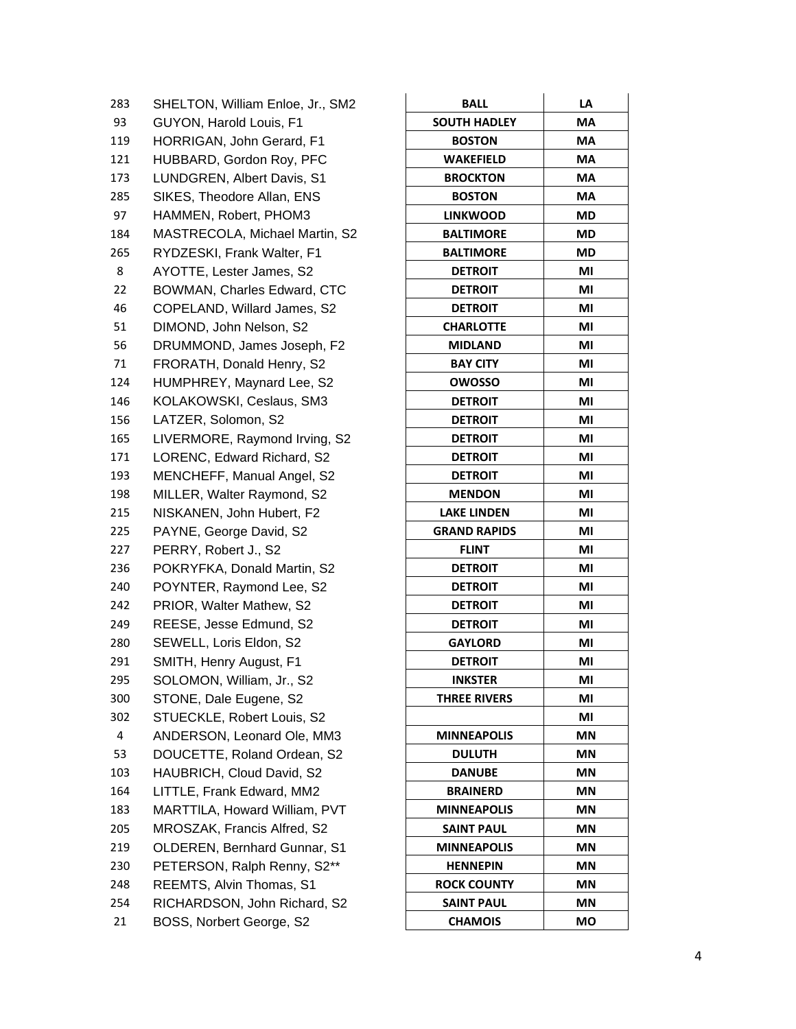| | | | |
|---|---|---|---|
| 283 | SHELTON, William Enloe, Jr., SM2 | BALL | LA |
| 93 | GUYON, Harold Louis, F1 | SOUTH HADLEY | MA |
| 119 | HORRIGAN, John Gerard, F1 | BOSTON | MA |
| 121 | HUBBARD, Gordon Roy, PFC | WAKEFIELD | MA |
| 173 | LUNDGREN, Albert Davis, S1 | BROCKTON | MA |
| 285 | SIKES, Theodore Allan, ENS | BOSTON | MA |
| 97 | HAMMEN, Robert, PHOM3 | LINKWOOD | MD |
| 184 | MASTRECOLA, Michael Martin, S2 | BALTIMORE | MD |
| 265 | RYDZESKI, Frank Walter, F1 | BALTIMORE | MD |
| 8 | AYOTTE, Lester James, S2 | DETROIT | MI |
| 22 | BOWMAN, Charles Edward, CTC | DETROIT | MI |
| 46 | COPELAND, Willard James, S2 | DETROIT | MI |
| 51 | DIMOND, John Nelson, S2 | CHARLOTTE | MI |
| 56 | DRUMMOND, James Joseph, F2 | MIDLAND | MI |
| 71 | FRORATH, Donald Henry, S2 | BAY CITY | MI |
| 124 | HUMPHREY, Maynard Lee, S2 | OWOSSO | MI |
| 146 | KOLAKOWSKI, Ceslaus, SM3 | DETROIT | MI |
| 156 | LATZER, Solomon, S2 | DETROIT | MI |
| 165 | LIVERMORE, Raymond Irving, S2 | DETROIT | MI |
| 171 | LORENC, Edward Richard, S2 | DETROIT | MI |
| 193 | MENCHEFF, Manual Angel, S2 | DETROIT | MI |
| 198 | MILLER, Walter Raymond, S2 | MENDON | MI |
| 215 | NISKANEN, John Hubert, F2 | LAKE LINDEN | MI |
| 225 | PAYNE, George David, S2 | GRAND RAPIDS | MI |
| 227 | PERRY, Robert J., S2 | FLINT | MI |
| 236 | POKRYFKA, Donald Martin, S2 | DETROIT | MI |
| 240 | POYNTER, Raymond Lee, S2 | DETROIT | MI |
| 242 | PRIOR, Walter Mathew, S2 | DETROIT | MI |
| 249 | REESE, Jesse Edmund, S2 | DETROIT | MI |
| 280 | SEWELL, Loris Eldon, S2 | GAYLORD | MI |
| 291 | SMITH, Henry August, F1 | DETROIT | MI |
| 295 | SOLOMON, William, Jr., S2 | INKSTER | MI |
| 300 | STONE, Dale Eugene, S2 | THREE RIVERS | MI |
| 302 | STUECKLE, Robert Louis, S2 | | MI |
| 4 | ANDERSON, Leonard Ole, MM3 | MINNEAPOLIS | MN |
| 53 | DOUCETTE, Roland Ordean, S2 | DULUTH | MN |
| 103 | HAUBRICH, Cloud David, S2 | DANUBE | MN |
| 164 | LITTLE, Frank Edward, MM2 | BRAINERD | MN |
| 183 | MARTTILA, Howard William, PVT | MINNEAPOLIS | MN |
| 205 | MROSZAK, Francis Alfred, S2 | SAINT PAUL | MN |
| 219 | OLDEREN, Bernhard Gunnar, S1 | MINNEAPOLIS | MN |
| 230 | PETERSON, Ralph Renny, S2** | HENNEPIN | MN |
| 248 | REEMTS, Alvin Thomas, S1 | ROCK COUNTY | MN |
| 254 | RICHARDSON, John Richard, S2 | SAINT PAUL | MN |
| 21 | BOSS, Norbert George, S2 | CHAMOIS | MO |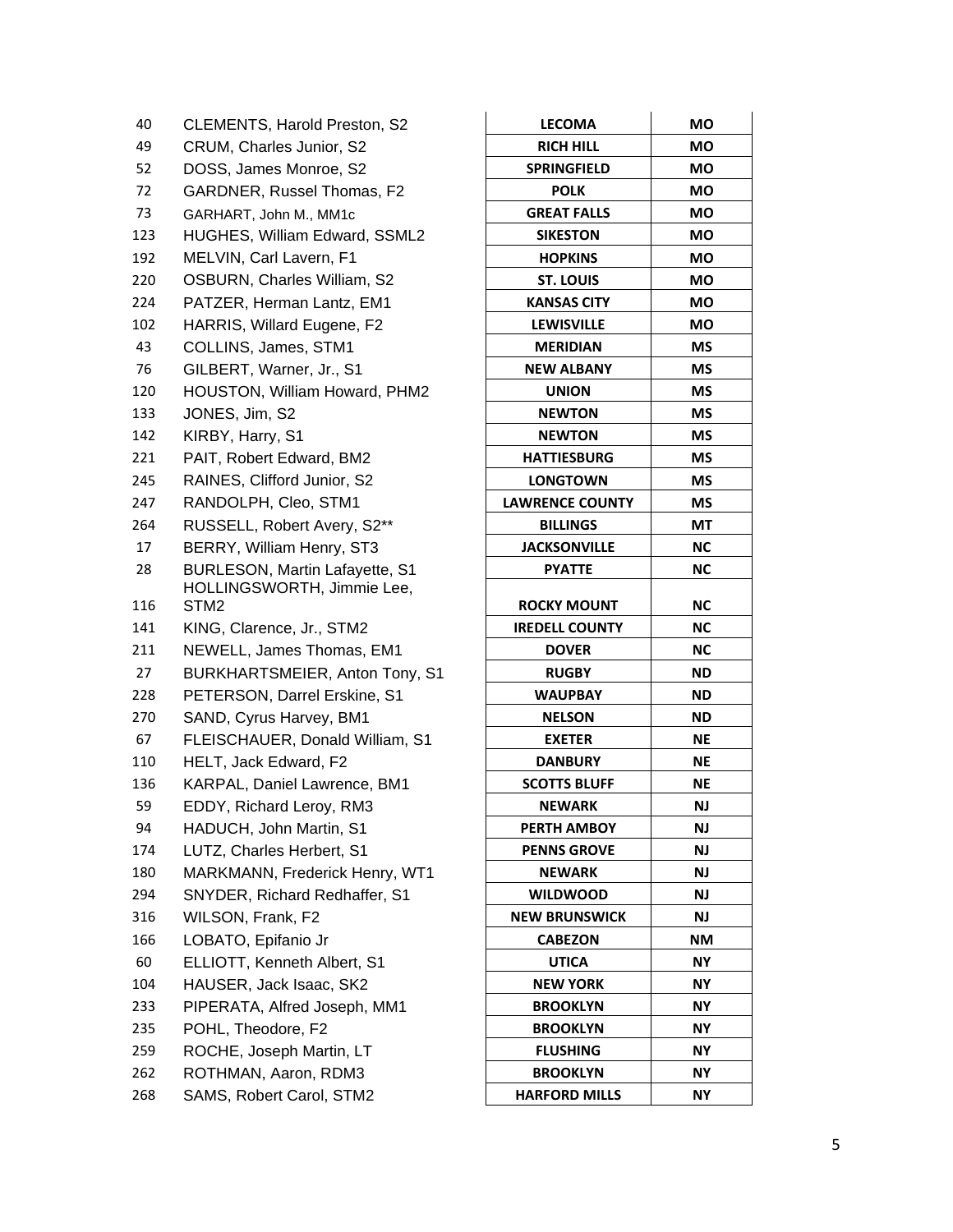| | | | |
|---|---|---|---|
| 40 | CLEMENTS, Harold Preston, S2 | LECOMA | MO |
| 49 | CRUM, Charles Junior, S2 | RICH HILL | MO |
| 52 | DOSS, James Monroe, S2 | SPRINGFIELD | MO |
| 72 | GARDNER, Russel Thomas, F2 | POLK | MO |
| 73 | GARHART, John M., MM1c | GREAT FALLS | MO |
| 123 | HUGHES, William Edward, SSML2 | SIKESTON | MO |
| 192 | MELVIN, Carl Lavern, F1 | HOPKINS | MO |
| 220 | OSBURN, Charles William, S2 | ST. LOUIS | MO |
| 224 | PATZER, Herman Lantz, EM1 | KANSAS CITY | MO |
| 102 | HARRIS, Willard Eugene, F2 | LEWISVILLE | MO |
| 43 | COLLINS, James, STM1 | MERIDIAN | MS |
| 76 | GILBERT, Warner, Jr., S1 | NEW ALBANY | MS |
| 120 | HOUSTON, William Howard, PHM2 | UNION | MS |
| 133 | JONES, Jim, S2 | NEWTON | MS |
| 142 | KIRBY, Harry, S1 | NEWTON | MS |
| 221 | PAIT, Robert Edward, BM2 | HATTIESBURG | MS |
| 245 | RAINES, Clifford Junior, S2 | LONGTOWN | MS |
| 247 | RANDOLPH, Cleo, STM1 | LAWRENCE COUNTY | MS |
| 264 | RUSSELL, Robert Avery, S2** | BILLINGS | MT |
| 17 | BERRY, William Henry, ST3 | JACKSONVILLE | NC |
| 28 | BURLESON, Martin Lafayette, S1 | PYATTE | NC |
| 116 | HOLLINGSWORTH, Jimmie Lee, STM2 | ROCKY MOUNT | NC |
| 141 | KING, Clarence, Jr., STM2 | IREDELL COUNTY | NC |
| 211 | NEWELL, James Thomas, EM1 | DOVER | NC |
| 27 | BURKHARTSMEIER, Anton Tony, S1 | RUGBY | ND |
| 228 | PETERSON, Darrel Erskine, S1 | WAUPBAY | ND |
| 270 | SAND, Cyrus Harvey, BM1 | NELSON | ND |
| 67 | FLEISCHAUER, Donald William, S1 | EXETER | NE |
| 110 | HELT, Jack Edward, F2 | DANBURY | NE |
| 136 | KARPAL, Daniel Lawrence, BM1 | SCOTTS BLUFF | NE |
| 59 | EDDY, Richard Leroy, RM3 | NEWARK | NJ |
| 94 | HADUCH, John Martin, S1 | PERTH AMBOY | NJ |
| 174 | LUTZ, Charles Herbert, S1 | PENNS GROVE | NJ |
| 180 | MARKMANN, Frederick Henry, WT1 | NEWARK | NJ |
| 294 | SNYDER, Richard Redhaffer, S1 | WILDWOOD | NJ |
| 316 | WILSON, Frank, F2 | NEW BRUNSWICK | NJ |
| 166 | LOBATO, Epifanio Jr | CABEZON | NM |
| 60 | ELLIOTT, Kenneth Albert, S1 | UTICA | NY |
| 104 | HAUSER, Jack Isaac, SK2 | NEW YORK | NY |
| 233 | PIPERATA, Alfred Joseph, MM1 | BROOKLYN | NY |
| 235 | POHL, Theodore, F2 | BROOKLYN | NY |
| 259 | ROCHE, Joseph Martin, LT | FLUSHING | NY |
| 262 | ROTHMAN, Aaron, RDM3 | BROOKLYN | NY |
| 268 | SAMS, Robert Carol, STM2 | HARFORD MILLS | NY |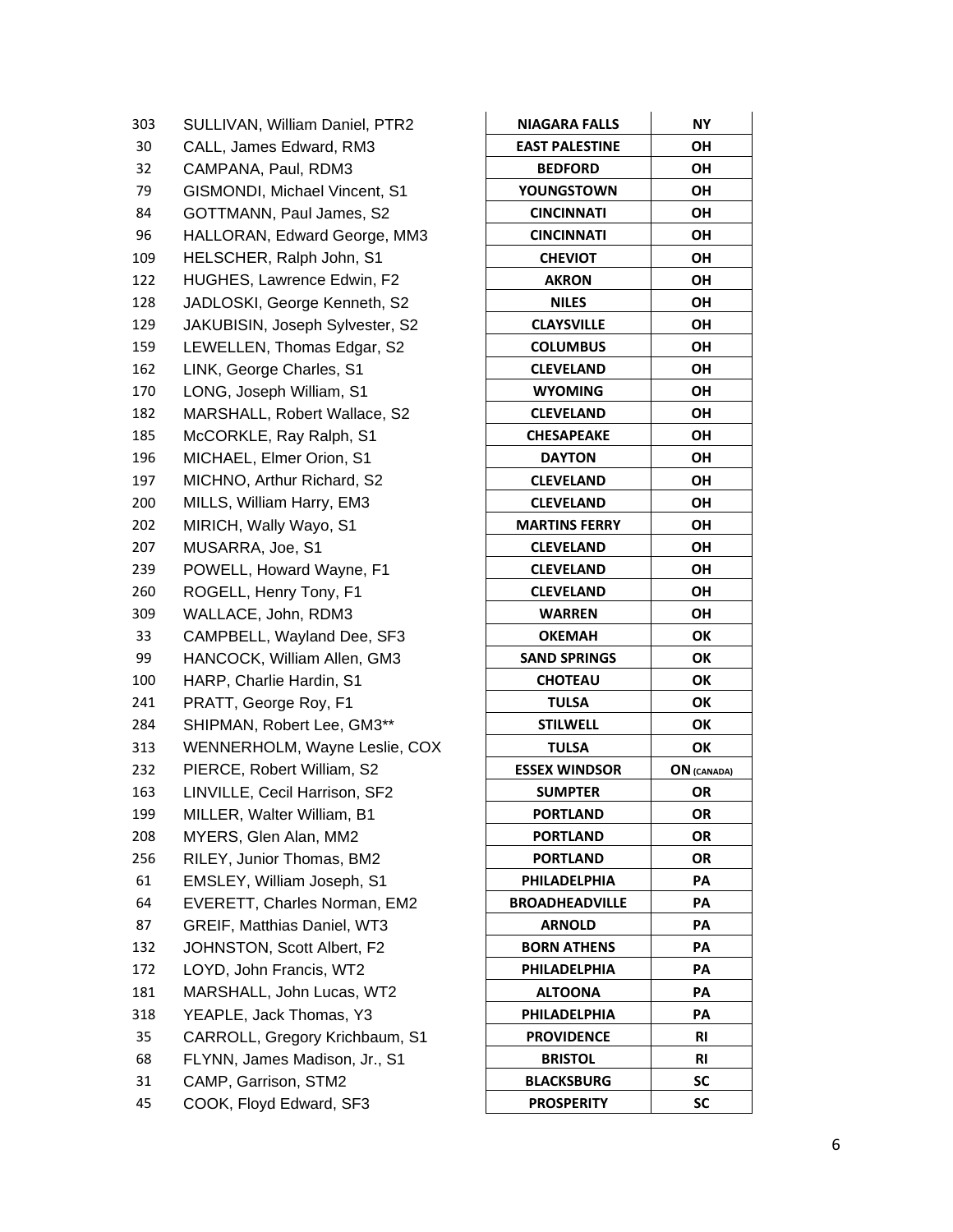| | | | |
|---|---|---|---|
| 303 | SULLIVAN, William Daniel, PTR2 | NIAGARA FALLS | NY |
| 30 | CALL, James Edward, RM3 | EAST PALESTINE | OH |
| 32 | CAMPANA, Paul, RDM3 | BEDFORD | OH |
| 79 | GISMONDI, Michael Vincent, S1 | YOUNGSTOWN | OH |
| 84 | GOTTMANN, Paul James, S2 | CINCINNATI | OH |
| 96 | HALLORAN, Edward George, MM3 | CINCINNATI | OH |
| 109 | HELSCHER, Ralph John, S1 | CHEVIOT | OH |
| 122 | HUGHES, Lawrence Edwin, F2 | AKRON | OH |
| 128 | JADLOSKI, George Kenneth, S2 | NILES | OH |
| 129 | JAKUBISIN, Joseph Sylvester, S2 | CLAYSVILLE | OH |
| 159 | LEWELLEN, Thomas Edgar, S2 | COLUMBUS | OH |
| 162 | LINK, George Charles, S1 | CLEVELAND | OH |
| 170 | LONG, Joseph William, S1 | WYOMING | OH |
| 182 | MARSHALL, Robert Wallace, S2 | CLEVELAND | OH |
| 185 | McCORKLE, Ray Ralph, S1 | CHESAPEAKE | OH |
| 196 | MICHAEL, Elmer Orion, S1 | DAYTON | OH |
| 197 | MICHNO, Arthur Richard, S2 | CLEVELAND | OH |
| 200 | MILLS, William Harry, EM3 | CLEVELAND | OH |
| 202 | MIRICH, Wally Wayo, S1 | MARTINS FERRY | OH |
| 207 | MUSARRA, Joe, S1 | CLEVELAND | OH |
| 239 | POWELL, Howard Wayne, F1 | CLEVELAND | OH |
| 260 | ROGELL, Henry Tony, F1 | CLEVELAND | OH |
| 309 | WALLACE, John, RDM3 | WARREN | OH |
| 33 | CAMPBELL, Wayland Dee, SF3 | OKEMAH | OK |
| 99 | HANCOCK, William Allen, GM3 | SAND SPRINGS | OK |
| 100 | HARP, Charlie Hardin, S1 | CHOTEAU | OK |
| 241 | PRATT, George Roy, F1 | TULSA | OK |
| 284 | SHIPMAN, Robert Lee, GM3** | STILWELL | OK |
| 313 | WENNERHOLM, Wayne Leslie, COX | TULSA | OK |
| 232 | PIERCE, Robert William, S2 | ESSEX WINDSOR | ON (CANADA) |
| 163 | LINVILLE, Cecil Harrison, SF2 | SUMPTER | OR |
| 199 | MILLER, Walter William, B1 | PORTLAND | OR |
| 208 | MYERS, Glen Alan, MM2 | PORTLAND | OR |
| 256 | RILEY, Junior Thomas, BM2 | PORTLAND | OR |
| 61 | EMSLEY, William Joseph, S1 | PHILADELPHIA | PA |
| 64 | EVERETT, Charles Norman, EM2 | BROADHEADVILLE | PA |
| 87 | GREIF, Matthias Daniel, WT3 | ARNOLD | PA |
| 132 | JOHNSTON, Scott Albert, F2 | BORN ATHENS | PA |
| 172 | LOYD, John Francis, WT2 | PHILADELPHIA | PA |
| 181 | MARSHALL, John Lucas, WT2 | ALTOONA | PA |
| 318 | YEAPLE, Jack Thomas, Y3 | PHILADELPHIA | PA |
| 35 | CARROLL, Gregory Krichbaum, S1 | PROVIDENCE | RI |
| 68 | FLYNN, James Madison, Jr., S1 | BRISTOL | RI |
| 31 | CAMP, Garrison, STM2 | BLACKSBURG | SC |
| 45 | COOK, Floyd Edward, SF3 | PROSPERITY | SC |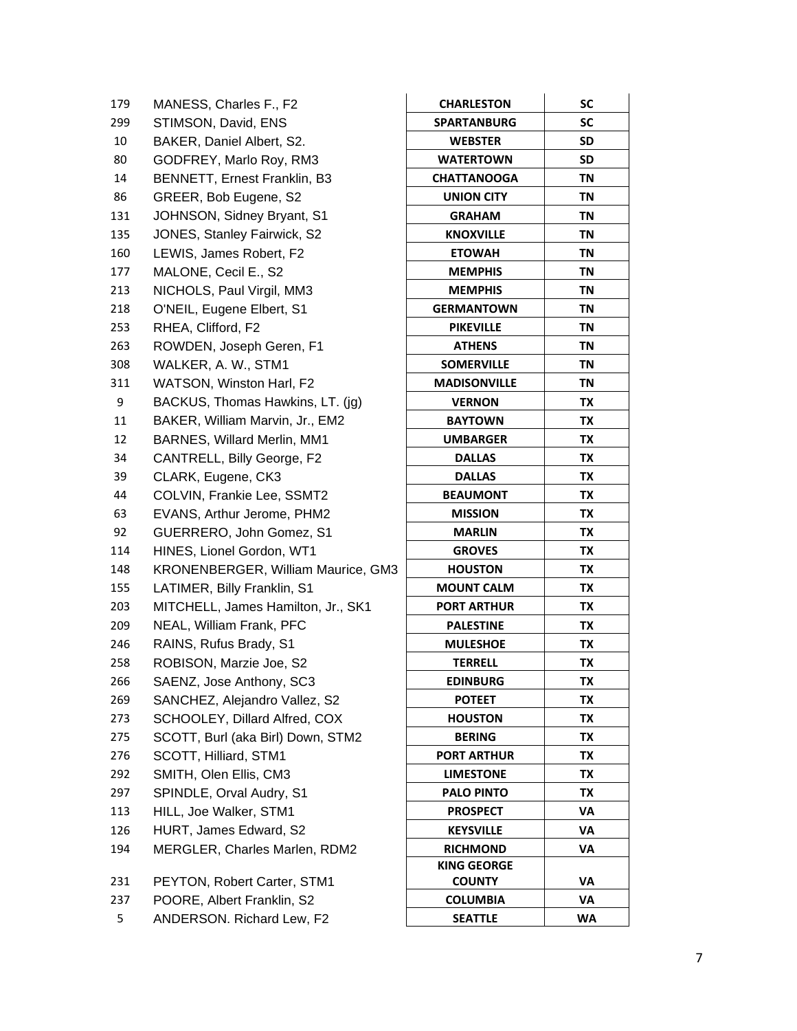| | | | |
|---|---|---|---|
| 179 | MANESS, Charles F., F2 | **CHARLESTON** | **SC** |
| 299 | STIMSON, David, ENS | **SPARTANBURG** | **SC** |
| 10 | BAKER, Daniel Albert, S2. | **WEBSTER** | **SD** |
| 80 | GODFREY, Marlo Roy, RM3 | **WATERTOWN** | **SD** |
| 14 | BENNETT, Ernest Franklin, B3 | **CHATTANOOGA** | **TN** |
| 86 | GREER, Bob Eugene, S2 | **UNION CITY** | **TN** |
| 131 | JOHNSON, Sidney Bryant, S1 | **GRAHAM** | **TN** |
| 135 | JONES, Stanley Fairwick, S2 | **KNOXVILLE** | **TN** |
| 160 | LEWIS, James Robert, F2 | **ETOWAH** | **TN** |
| 177 | MALONE, Cecil E., S2 | **MEMPHIS** | **TN** |
| 213 | NICHOLS, Paul Virgil, MM3 | **MEMPHIS** | **TN** |
| 218 | O'NEIL, Eugene Elbert, S1 | **GERMANTOWN** | **TN** |
| 253 | RHEA, Clifford, F2 | **PIKEVILLE** | **TN** |
| 263 | ROWDEN, Joseph Geren, F1 | **ATHENS** | **TN** |
| 308 | WALKER, A. W., STM1 | **SOMERVILLE** | **TN** |
| 311 | WATSON, Winston Harl, F2 | **MADISONVILLE** | **TN** |
| 9 | BACKUS, Thomas Hawkins, LT. (jg) | **VERNON** | **TX** |
| 11 | BAKER, William Marvin, Jr., EM2 | **BAYTOWN** | **TX** |
| 12 | BARNES, Willard Merlin, MM1 | **UMBARGER** | **TX** |
| 34 | CANTRELL, Billy George, F2 | **DALLAS** | **TX** |
| 39 | CLARK, Eugene, CK3 | **DALLAS** | **TX** |
| 44 | COLVIN, Frankie Lee, SSMT2 | **BEAUMONT** | **TX** |
| 63 | EVANS, Arthur Jerome, PHM2 | **MISSION** | **TX** |
| 92 | GUERRERO, John Gomez, S1 | **MARLIN** | **TX** |
| 114 | HINES, Lionel Gordon, WT1 | **GROVES** | **TX** |
| 148 | KRONENBERGER, William Maurice, GM3 | **HOUSTON** | **TX** |
| 155 | LATIMER, Billy Franklin, S1 | **MOUNT CALM** | **TX** |
| 203 | MITCHELL, James Hamilton, Jr., SK1 | **PORT ARTHUR** | **TX** |
| 209 | NEAL, William Frank, PFC | **PALESTINE** | **TX** |
| 246 | RAINS, Rufus Brady, S1 | **MULESHOE** | **TX** |
| 258 | ROBISON, Marzie Joe, S2 | **TERRELL** | **TX** |
| 266 | SAENZ, Jose Anthony, SC3 | **EDINBURG** | **TX** |
| 269 | SANCHEZ, Alejandro Vallez, S2 | **POTEET** | **TX** |
| 273 | SCHOOLEY, Dillard Alfred, COX | **HOUSTON** | **TX** |
| 275 | SCOTT, Burl (aka Birl) Down, STM2 | **BERING** | **TX** |
| 276 | SCOTT, Hilliard, STM1 | **PORT ARTHUR** | **TX** |
| 292 | SMITH, Olen Ellis, CM3 | **LIMESTONE** | **TX** |
| 297 | SPINDLE, Orval Audry, S1 | **PALO PINTO** | **TX** |
| 113 | HILL, Joe Walker, STM1 | **PROSPECT** | **VA** |
| 126 | HURT, James Edward, S2 | **KEYSVILLE** | **VA** |
| 194 | MERGLER, Charles Marlen, RDM2 | **RICHMOND** | **VA** |
| 231 | PEYTON, Robert Carter, STM1 | **KING GEORGE COUNTY** | **VA** |
| 237 | POORE, Albert Franklin, S2 | **COLUMBIA** | **VA** |
| 5 | ANDERSON. Richard Lew, F2 | **SEATTLE** | **WA** |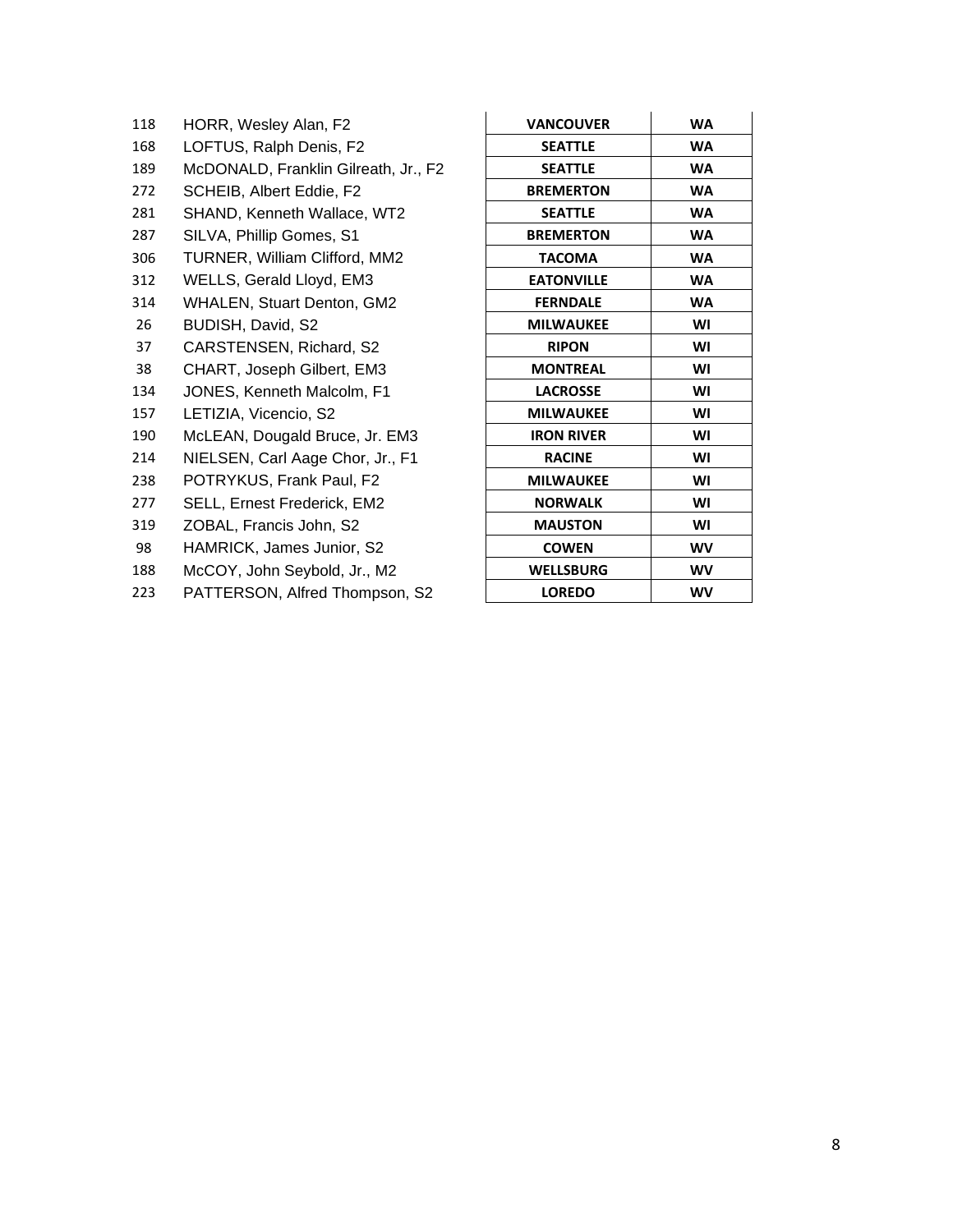| | | | |
|---|---|---|---|
| 118 | HORR, Wesley Alan, F2 | **VANCOUVER** | **WA** |
| 168 | LOFTUS, Ralph Denis, F2 | **SEATTLE** | **WA** |
| 189 | McDONALD, Franklin Gilreath, Jr., F2 | **SEATTLE** | **WA** |
| 272 | SCHEIB, Albert Eddie, F2 | **BREMERTON** | **WA** |
| 281 | SHAND, Kenneth Wallace, WT2 | **SEATTLE** | **WA** |
| 287 | SILVA, Phillip Gomes, S1 | **BREMERTON** | **WA** |
| 306 | TURNER, William Clifford, MM2 | **TACOMA** | **WA** |
| 312 | WELLS, Gerald Lloyd, EM3 | **EATONVILLE** | **WA** |
| 314 | WHALEN, Stuart Denton, GM2 | **FERNDALE** | **WA** |
| 26 | BUDISH, David, S2 | **MILWAUKEE** | **WI** |
| 37 | CARSTENSEN, Richard, S2 | **RIPON** | **WI** |
| 38 | CHART, Joseph Gilbert, EM3 | **MONTREAL** | **WI** |
| 134 | JONES, Kenneth Malcolm, F1 | **LACROSSE** | **WI** |
| 157 | LETIZIA, Vicencio, S2 | **MILWAUKEE** | **WI** |
| 190 | McLEAN, Dougald Bruce, Jr. EM3 | **IRON RIVER** | **WI** |
| 214 | NIELSEN, Carl Aage Chor, Jr., F1 | **RACINE** | **WI** |
| 238 | POTRYKUS, Frank Paul, F2 | **MILWAUKEE** | **WI** |
| 277 | SELL, Ernest Frederick, EM2 | **NORWALK** | **WI** |
| 319 | ZOBAL, Francis John, S2 | **MAUSTON** | **WI** |
| 98 | HAMRICK, James Junior, S2 | **COWEN** | **WV** |
| 188 | McCOY, John Seybold, Jr., M2 | **WELLSBURG** | **WV** |
| 223 | PATTERSON, Alfred Thompson, S2 | **LOREDO** | **WV** |